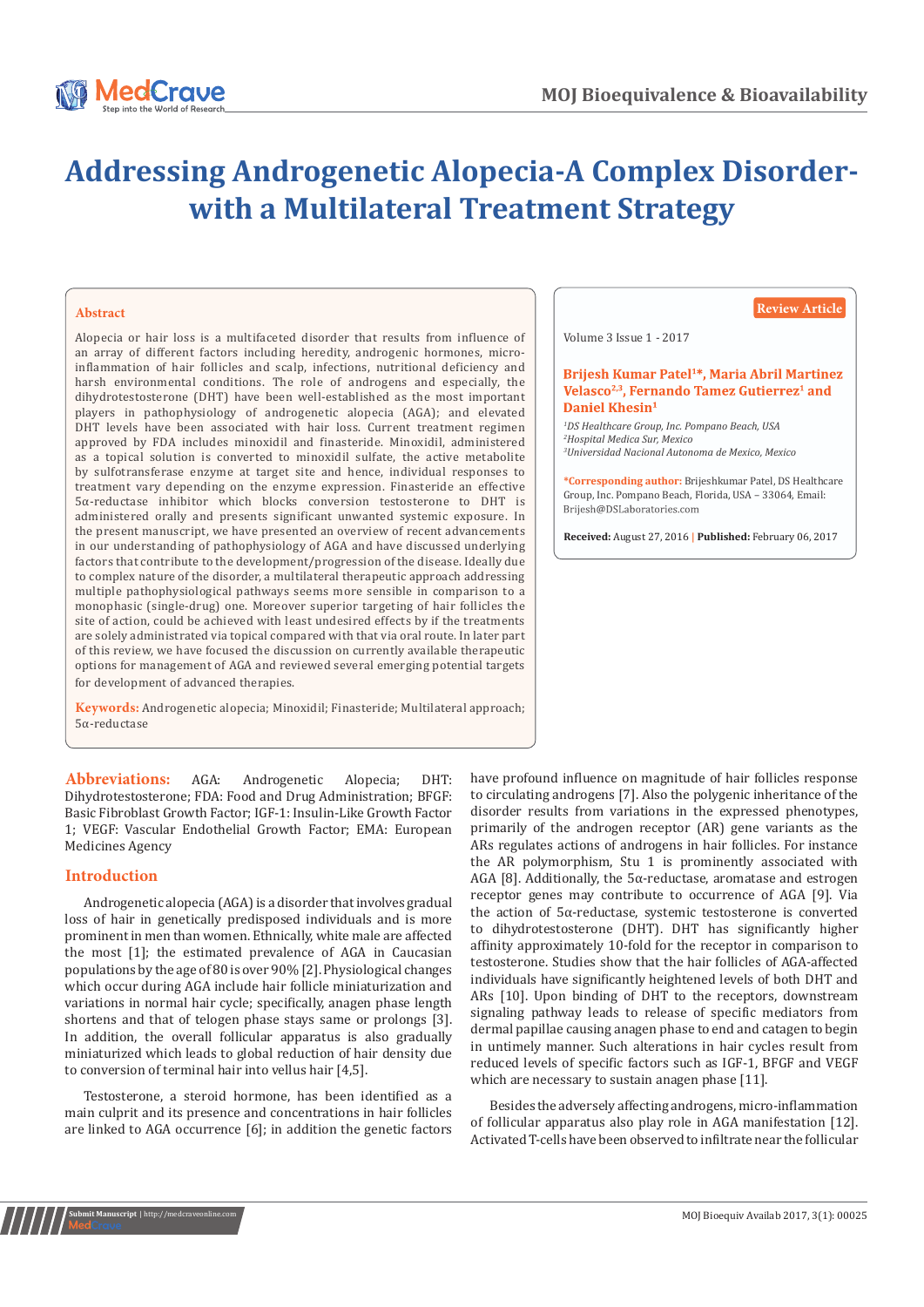# Addressing Androgenetic Alopecia-A Complex Disorder-with a Multilateral Treatment Strategy

**Review Article**

Volume 3 Issue 1 - 2017

**Brijesh Kumar Patel[1]*, Maria Abril Martinez Velasco[2,3], Fernando Tamez Gutierrez[1] and Daniel Khesin[1]**

[1]*DS Healthcare Group, Inc. Pompano Beach, USA*
[2]*Hospital Medica Sur, Mexico*
[3]*Universidad Nacional Autonoma de Mexico, Mexico*

**\*Corresponding author:** Brijeshkumar Patel, DS Healthcare Group, Inc. Pompano Beach, Florida, USA – 33064, Email: Brijesh@DSLaboratories.com

**Received:** August 27, 2016 | **Published:** February 06, 2017

## Abstract

Alopecia or hair loss is a multifaceted disorder that results from influence of an array of different factors including heredity, androgenic hormones, micro-inflammation of hair follicles and scalp, infections, nutritional deficiency and harsh environmental conditions. The role of androgens and especially, the dihydrotestosterone (DHT) have been well-established as the most important players in pathophysiology of androgenetic alopecia (AGA); and elevated DHT levels have been associated with hair loss. Current treatment regimen approved by FDA includes minoxidil and finasteride. Minoxidil, administered as a topical solution is converted to minoxidil sulfate, the active metabolite by sulfotransferase enzyme at target site and hence, individual responses to treatment vary depending on the enzyme expression. Finasteride an effective 5α-reductase inhibitor which blocks conversion testosterone to DHT is administered orally and presents significant unwanted systemic exposure. In the present manuscript, we have presented an overview of recent advancements in our understanding of pathophysiology of AGA and have discussed underlying factors that contribute to the development/progression of the disease. Ideally due to complex nature of the disorder, a multilateral therapeutic approach addressing multiple pathophysiological pathways seems more sensible in comparison to a monophasic (single-drug) one. Moreover superior targeting of hair follicles the site of action, could be achieved with least undesired effects by if the treatments are solely administrated via topical compared with that via oral route. In later part of this review, we have focused the discussion on currently available therapeutic options for management of AGA and reviewed several emerging potential targets for development of advanced therapies.

**Keywords:** Androgenetic alopecia; Minoxidil; Finasteride; Multilateral approach; 5α-reductase

**Abbreviations:** AGA: Androgenetic Alopecia; DHT: Dihydrotestosterone; FDA: Food and Drug Administration; BFGF: Basic Fibroblast Growth Factor; IGF-1: Insulin-Like Growth Factor 1; VEGF: Vascular Endothelial Growth Factor; EMA: European Medicines Agency

## Introduction

Androgenetic alopecia (AGA) is a disorder that involves gradual loss of hair in genetically predisposed individuals and is more prominent in men than women. Ethnically, white male are affected the most [1]; the estimated prevalence of AGA in Caucasian populations by the age of 80 is over 90% [2]. Physiological changes which occur during AGA include hair follicle miniaturization and variations in normal hair cycle; specifically, anagen phase length shortens and that of telogen phase stays same or prolongs [3]. In addition, the overall follicular apparatus is also gradually miniaturized which leads to global reduction of hair density due to conversion of terminal hair into vellus hair [4,5].

Testosterone, a steroid hormone, has been identified as a main culprit and its presence and concentrations in hair follicles are linked to AGA occurrence [6]; in addition the genetic factors have profound influence on magnitude of hair follicles response to circulating androgens [7]. Also the polygenic inheritance of the disorder results from variations in the expressed phenotypes, primarily of the androgen receptor (AR) gene variants as the ARs regulates actions of androgens in hair follicles. For instance the AR polymorphism, Stu 1 is prominently associated with AGA [8]. Additionally, the 5α-reductase, aromatase and estrogen receptor genes may contribute to occurrence of AGA [9]. Via the action of 5α-reductase, systemic testosterone is converted to dihydrotestosterone (DHT). DHT has significantly higher affinity approximately 10-fold for the receptor in comparison to testosterone. Studies show that the hair follicles of AGA-affected individuals have significantly heightened levels of both DHT and ARs [10]. Upon binding of DHT to the receptors, downstream signaling pathway leads to release of specific mediators from dermal papillae causing anagen phase to end and catagen to begin in untimely manner. Such alterations in hair cycles result from reduced levels of specific factors such as IGF-1, BFGF and VEGF which are necessary to sustain anagen phase [11].

Besides the adversely affecting androgens, micro-inflammation of follicular apparatus also play role in AGA manifestation [12]. Activated T-cells have been observed to infiltrate near the follicular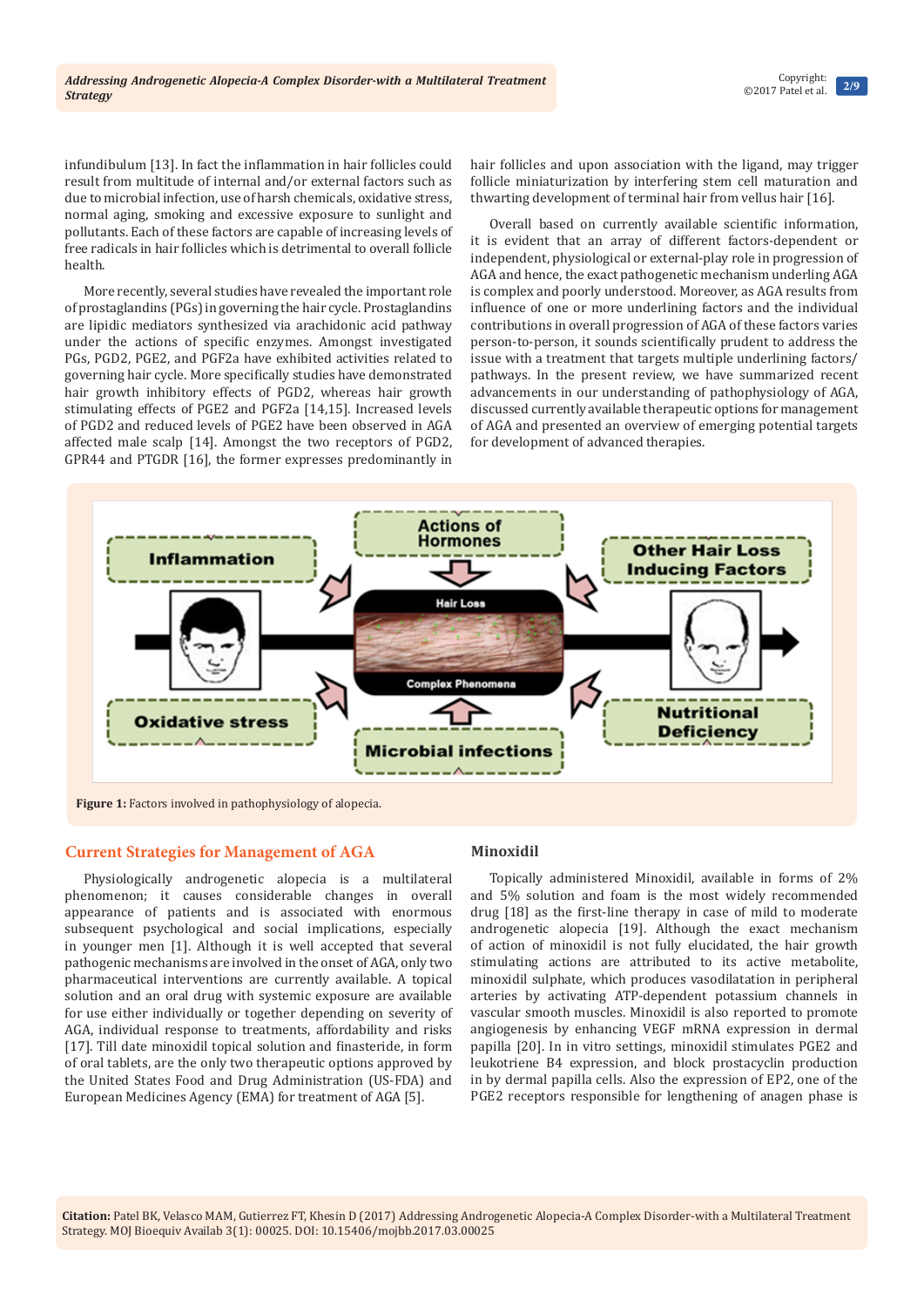infundibulum [13]. In fact the inflammation in hair follicles could result from multitude of internal and/or external factors such as due to microbial infection, use of harsh chemicals, oxidative stress, normal aging, smoking and excessive exposure to sunlight and pollutants. Each of these factors are capable of increasing levels of free radicals in hair follicles which is detrimental to overall follicle health.

More recently, several studies have revealed the important role of prostaglandins (PGs) in governing the hair cycle. Prostaglandins are lipidic mediators synthesized via arachidonic acid pathway under the actions of specific enzymes. Amongst investigated PGs, PGD2, PGE2, and PGF2a have exhibited activities related to governing hair cycle. More specifically studies have demonstrated hair growth inhibitory effects of PGD2, whereas hair growth stimulating effects of PGE2 and PGF2a [14,15]. Increased levels of PGD2 and reduced levels of PGE2 have been observed in AGA affected male scalp [14]. Amongst the two receptors of PGD2, GPR44 and PTGDR [16], the former expresses predominantly in hair follicles and upon association with the ligand, may trigger follicle miniaturization by interfering stem cell maturation and thwarting development of terminal hair from vellus hair [16].

Overall based on currently available scientific information, it is evident that an array of different factors-dependent or independent, physiological or external-play role in progression of AGA and hence, the exact pathogenetic mechanism underling AGA is complex and poorly understood. Moreover, as AGA results from influence of one or more underlining factors and the individual contributions in overall progression of AGA of these factors varies person-to-person, it sounds scientifically prudent to address the issue with a treatment that targets multiple underlining factors/pathways. In the present review, we have summarized recent advancements in our understanding of pathophysiology of AGA, discussed currently available therapeutic options for management of AGA and presented an overview of emerging potential targets for development of advanced therapies.

**Figure 1:** Factors involved in pathophysiology of alopecia.

## Current Strategies for Management of AGA

Physiologically androgenetic alopecia is a multilateral phenomenon; it causes considerable changes in overall appearance of patients and is associated with enormous subsequent psychological and social implications, especially in younger men [1]. Although it is well accepted that several pathogenic mechanisms are involved in the onset of AGA, only two pharmaceutical interventions are currently available. A topical solution and an oral drug with systemic exposure are available for use either individually or together depending on severity of AGA, individual response to treatments, affordability and risks [17]. Till date minoxidil topical solution and finasteride, in form of oral tablets, are the only two therapeutic options approved by the United States Food and Drug Administration (US-FDA) and European Medicines Agency (EMA) for treatment of AGA [5].

### Minoxidil

Topically administered Minoxidil, available in forms of 2% and 5% solution and foam is the most widely recommended drug [18] as the first-line therapy in case of mild to moderate androgenetic alopecia [19]. Although the exact mechanism of action of minoxidil is not fully elucidated, the hair growth stimulating actions are attributed to its active metabolite, minoxidil sulphate, which produces vasodilatation in peripheral arteries by activating ATP-dependent potassium channels in vascular smooth muscles. Minoxidil is also reported to promote angiogenesis by enhancing VEGF mRNA expression in dermal papilla [20]. In in vitro settings, minoxidil stimulates PGE2 and leukotriene B4 expression, and block prostacyclin production in by dermal papilla cells. Also the expression of EP2, one of the PGE2 receptors responsible for lengthening of anagen phase is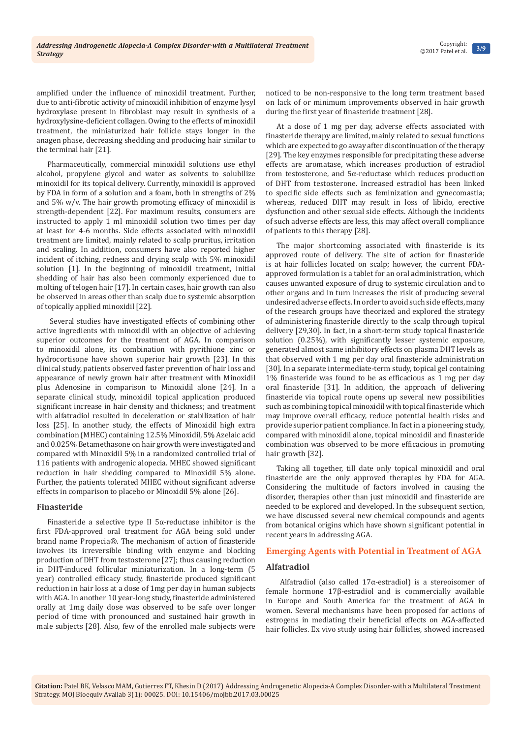amplified under the influence of minoxidil treatment. Further, due to anti-fibrotic activity of minoxidil inhibition of enzyme lysyl hydroxylase present in fibroblast may result in synthesis of a hydroxylysine-deficient collagen. Owing to the effects of minoxidil treatment, the miniaturized hair follicle stays longer in the anagen phase, decreasing shedding and producing hair similar to the terminal hair [21].

Pharmaceutically, commercial minoxidil solutions use ethyl alcohol, propylene glycol and water as solvents to solubilize minoxidil for its topical delivery. Currently, minoxidil is approved by FDA in form of a solution and a foam, both in strengths of 2% and 5% w/v. The hair growth promoting efficacy of minoxidil is strength-dependent [22]. For maximum results, consumers are instructed to apply 1 ml minoxidil solution two times per day at least for 4-6 months. Side effects associated with minoxidil treatment are limited, mainly related to scalp pruritus, irritation and scaling. In addition, consumers have also reported higher incident of itching, redness and drying scalp with 5% minoxidil solution [1]. In the beginning of minoxidil treatment, initial shedding of hair has also been commonly experienced due to molting of telogen hair [17]. In certain cases, hair growth can also be observed in areas other than scalp due to systemic absorption of topically applied minoxidil [22].

Several studies have investigated effects of combining other active ingredients with minoxidil with an objective of achieving superior outcomes for the treatment of AGA. In comparison to minoxidil alone, its combination with pyrithione zinc or hydrocortisone have shown superior hair growth [23]. In this clinical study, patients observed faster prevention of hair loss and appearance of newly grown hair after treatment with Minoxidil plus Adenosine in comparison to Minoxidil alone [24]. In a separate clinical study, minoxidil topical application produced significant increase in hair density and thickness; and treatment with alfatradiol resulted in deceleration or stabilization of hair loss [25]. In another study, the effects of Minoxidil high extra combination (MHEC) containing 12.5% Minoxidil, 5% Azelaic acid and 0.025% Betamethasone on hair growth were investigated and compared with Minoxidil 5% in a randomized controlled trial of 116 patients with androgenic alopecia. MHEC showed significant reduction in hair shedding compared to Minoxidil 5% alone. Further, the patients tolerated MHEC without significant adverse effects in comparison to placebo or Minoxidil 5% alone [26].

### Finasteride

Finasteride a selective type II 5α-reductase inhibitor is the first FDA-approved oral treatment for AGA being sold under brand name Propecia®. The mechanism of action of finasteride involves its irreversible binding with enzyme and blocking production of DHT from testosterone [27]; thus causing reduction in DHT-induced follicular miniaturization. In a long-term (5 year) controlled efficacy study, finasteride produced significant reduction in hair loss at a dose of 1mg per day in human subjects with AGA. In another 10 year-long study, finasteride administered orally at 1mg daily dose was observed to be safe over longer period of time with pronounced and sustained hair growth in male subjects [28]. Also, few of the enrolled male subjects were noticed to be non-responsive to the long term treatment based on lack of or minimum improvements observed in hair growth during the first year of finasteride treatment [28].

At a dose of 1 mg per day, adverse effects associated with finasteride therapy are limited, mainly related to sexual functions which are expected to go away after discontinuation of the therapy [29]. The key enzymes responsible for precipitating these adverse effects are aromatase, which increases production of estradiol from testosterone, and 5α-reductase which reduces production of DHT from testosterone. Increased estradiol has been linked to specific side effects such as feminization and gynecomastia; whereas, reduced DHT may result in loss of libido, erective dysfunction and other sexual side effects. Although the incidents of such adverse effects are less, this may affect overall compliance of patients to this therapy [28].

The major shortcoming associated with finasteride is its approved route of delivery. The site of action for finasteride is at hair follicles located on scalp; however, the current FDA-approved formulation is a tablet for an oral administration, which causes unwanted exposure of drug to systemic circulation and to other organs and in turn increases the risk of producing several undesired adverse effects. In order to avoid such side effects, many of the research groups have theorized and explored the strategy of administering finasteride directly to the scalp through topical delivery [29,30]. In fact, in a short-term study topical finasteride solution (0.25%), with significantly lesser systemic exposure, generated almost same inhibitory effects on plasma DHT levels as that observed with 1 mg per day oral finasteride administration [30]. In a separate intermediate-term study, topical gel containing 1% finasteride was found to be as efficacious as 1 mg per day oral finasteride [31]. In addition, the approach of delivering finasteride via topical route opens up several new possibilities such as combining topical minoxidil with topical finasteride which may improve overall efficacy, reduce potential health risks and provide superior patient compliance. In fact in a pioneering study, compared with minoxidil alone, topical minoxidil and finasteride combination was observed to be more efficacious in promoting hair growth [32].

Taking all together, till date only topical minoxidil and oral finasteride are the only approved therapies by FDA for AGA. Considering the multitude of factors involved in causing the disorder, therapies other than just minoxidil and finasteride are needed to be explored and developed. In the subsequent section, we have discussed several new chemical compounds and agents from botanical origins which have shown significant potential in recent years in addressing AGA.

## Emerging Agents with Potential in Treatment of AGA

### Alfatradiol

Alfatradiol (also called 17α-estradiol) is a stereoisomer of female hormone 17β-estradiol and is commercially available in Europe and South America for the treatment of AGA in women. Several mechanisms have been proposed for actions of estrogens in mediating their beneficial effects on AGA-affected hair follicles. Ex vivo study using hair follicles, showed increased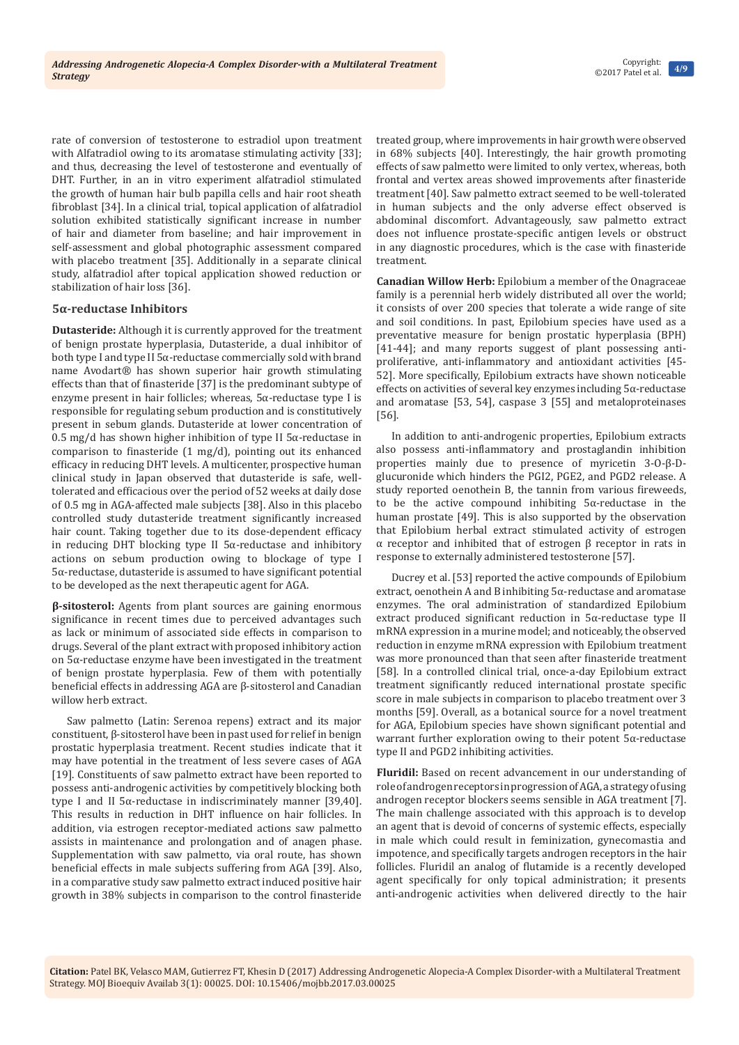rate of conversion of testosterone to estradiol upon treatment with Alfatradiol owing to its aromatase stimulating activity [33]; and thus, decreasing the level of testosterone and eventually of DHT. Further, in an in vitro experiment alfatradiol stimulated the growth of human hair bulb papilla cells and hair root sheath fibroblast [34]. In a clinical trial, topical application of alfatradiol solution exhibited statistically significant increase in number of hair and diameter from baseline; and hair improvement in self-assessment and global photographic assessment compared with placebo treatment [35]. Additionally in a separate clinical study, alfatradiol after topical application showed reduction or stabilization of hair loss [36].

### 5α-reductase Inhibitors

**Dutasteride:** Although it is currently approved for the treatment of benign prostate hyperplasia, Dutasteride, a dual inhibitor of both type I and type II 5α-reductase commercially sold with brand name Avodart® has shown superior hair growth stimulating effects than that of finasteride [37] is the predominant subtype of enzyme present in hair follicles; whereas, 5α-reductase type I is responsible for regulating sebum production and is constitutively present in sebum glands. Dutasteride at lower concentration of 0.5 mg/d has shown higher inhibition of type II 5α-reductase in comparison to finasteride (1 mg/d), pointing out its enhanced efficacy in reducing DHT levels. A multicenter, prospective human clinical study in Japan observed that dutasteride is safe, well-tolerated and efficacious over the period of 52 weeks at daily dose of 0.5 mg in AGA-affected male subjects [38]. Also in this placebo controlled study dutasteride treatment significantly increased hair count. Taking together due to its dose-dependent efficacy in reducing DHT blocking type II 5α-reductase and inhibitory actions on sebum production owing to blockage of type I 5α-reductase, dutasteride is assumed to have significant potential to be developed as the next therapeutic agent for AGA.

**β-sitosterol:** Agents from plant sources are gaining enormous significance in recent times due to perceived advantages such as lack or minimum of associated side effects in comparison to drugs. Several of the plant extract with proposed inhibitory action on 5α-reductase enzyme have been investigated in the treatment of benign prostate hyperplasia. Few of them with potentially beneficial effects in addressing AGA are β-sitosterol and Canadian willow herb extract.

Saw palmetto (Latin: Serenoa repens) extract and its major constituent, β-sitosterol have been in past used for relief in benign prostatic hyperplasia treatment. Recent studies indicate that it may have potential in the treatment of less severe cases of AGA [19]. Constituents of saw palmetto extract have been reported to possess anti-androgenic activities by competitively blocking both type I and II 5α-reductase in indiscriminately manner [39,40]. This results in reduction in DHT influence on hair follicles. In addition, via estrogen receptor-mediated actions saw palmetto assists in maintenance and prolongation and of anagen phase. Supplementation with saw palmetto, via oral route, has shown beneficial effects in male subjects suffering from AGA [39]. Also, in a comparative study saw palmetto extract induced positive hair growth in 38% subjects in comparison to the control finasteride treated group, where improvements in hair growth were observed in 68% subjects [40]. Interestingly, the hair growth promoting effects of saw palmetto were limited to only vertex, whereas, both frontal and vertex areas showed improvements after finasteride treatment [40]. Saw palmetto extract seemed to be well-tolerated in human subjects and the only adverse effect observed is abdominal discomfort. Advantageously, saw palmetto extract does not influence prostate-specific antigen levels or obstruct in any diagnostic procedures, which is the case with finasteride treatment.

**Canadian Willow Herb:** Epilobium a member of the Onagraceae family is a perennial herb widely distributed all over the world; it consists of over 200 species that tolerate a wide range of site and soil conditions. In past, Epilobium species have used as a preventative measure for benign prostatic hyperplasia (BPH) [41-44]; and many reports suggest of plant possessing anti-proliferative, anti-inflammatory and antioxidant activities [45-52]. More specifically, Epilobium extracts have shown noticeable effects on activities of several key enzymes including 5α-reductase and aromatase [53, 54], caspase 3 [55] and metaloproteinases [56].

In addition to anti-androgenic properties, Epilobium extracts also possess anti-inflammatory and prostaglandin inhibition properties mainly due to presence of myricetin 3-O-β-D-glucuronide which hinders the PGI2, PGE2, and PGD2 release. A study reported oenothein B, the tannin from various fireweeds, to be the active compound inhibiting 5α-reductase in the human prostate [49]. This is also supported by the observation that Epilobium herbal extract stimulated activity of estrogen α receptor and inhibited that of estrogen β receptor in rats in response to externally administered testosterone [57].

Ducrey et al. [53] reported the active compounds of Epilobium extract, oenothein A and B inhibiting 5α-reductase and aromatase enzymes. The oral administration of standardized Epilobium extract produced significant reduction in 5α-reductase type II mRNA expression in a murine model; and noticeably, the observed reduction in enzyme mRNA expression with Epilobium treatment was more pronounced than that seen after finasteride treatment [58]. In a controlled clinical trial, once-a-day Epilobium extract treatment significantly reduced international prostate specific score in male subjects in comparison to placebo treatment over 3 months [59]. Overall, as a botanical source for a novel treatment for AGA, Epilobium species have shown significant potential and warrant further exploration owing to their potent 5α-reductase type II and PGD2 inhibiting activities.

**Fluridil:** Based on recent advancement in our understanding of role of androgen receptors in progression of AGA, a strategy of using androgen receptor blockers seems sensible in AGA treatment [7]. The main challenge associated with this approach is to develop an agent that is devoid of concerns of systemic effects, especially in male which could result in feminization, gynecomastia and impotence, and specifically targets androgen receptors in the hair follicles. Fluridil an analog of flutamide is a recently developed agent specifically for only topical administration; it presents anti-androgenic activities when delivered directly to the hair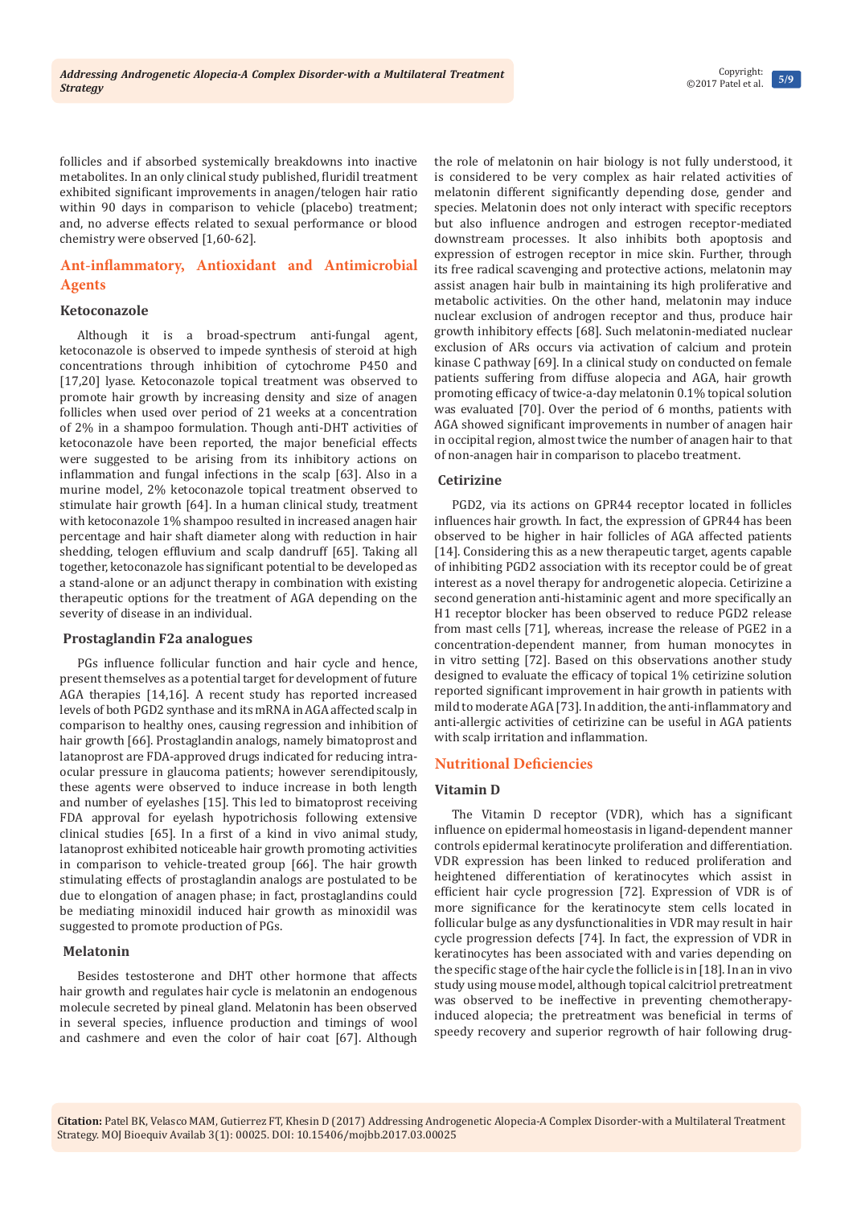follicles and if absorbed systemically breakdowns into inactive metabolites. In an only clinical study published, fluridil treatment exhibited significant improvements in anagen/telogen hair ratio within 90 days in comparison to vehicle (placebo) treatment; and, no adverse effects related to sexual performance or blood chemistry were observed [1,60-62].

## Ant-inflammatory, Antioxidant and Antimicrobial Agents

### Ketoconazole

Although it is a broad-spectrum anti-fungal agent, ketoconazole is observed to impede synthesis of steroid at high concentrations through inhibition of cytochrome P450 and [17,20] lyase. Ketoconazole topical treatment was observed to promote hair growth by increasing density and size of anagen follicles when used over period of 21 weeks at a concentration of 2% in a shampoo formulation. Though anti-DHT activities of ketoconazole have been reported, the major beneficial effects were suggested to be arising from its inhibitory actions on inflammation and fungal infections in the scalp [63]. Also in a murine model, 2% ketoconazole topical treatment observed to stimulate hair growth [64]. In a human clinical study, treatment with ketoconazole 1% shampoo resulted in increased anagen hair percentage and hair shaft diameter along with reduction in hair shedding, telogen effluvium and scalp dandruff [65]. Taking all together, ketoconazole has significant potential to be developed as a stand-alone or an adjunct therapy in combination with existing therapeutic options for the treatment of AGA depending on the severity of disease in an individual.

### Prostaglandin F2a analogues

PGs influence follicular function and hair cycle and hence, present themselves as a potential target for development of future AGA therapies [14,16]. A recent study has reported increased levels of both PGD2 synthase and its mRNA in AGA affected scalp in comparison to healthy ones, causing regression and inhibition of hair growth [66]. Prostaglandin analogs, namely bimatoprost and latanoprost are FDA-approved drugs indicated for reducing intra-ocular pressure in glaucoma patients; however serendipitously, these agents were observed to induce increase in both length and number of eyelashes [15]. This led to bimatoprost receiving FDA approval for eyelash hypotrichosis following extensive clinical studies [65]. In a first of a kind in vivo animal study, latanoprost exhibited noticeable hair growth promoting activities in comparison to vehicle-treated group [66]. The hair growth stimulating effects of prostaglandin analogs are postulated to be due to elongation of anagen phase; in fact, prostaglandins could be mediating minoxidil induced hair growth as minoxidil was suggested to promote production of PGs.

### Melatonin

Besides testosterone and DHT other hormone that affects hair growth and regulates hair cycle is melatonin an endogenous molecule secreted by pineal gland. Melatonin has been observed in several species, influence production and timings of wool and cashmere and even the color of hair coat [67]. Although the role of melatonin on hair biology is not fully understood, it is considered to be very complex as hair related activities of melatonin different significantly depending dose, gender and species. Melatonin does not only interact with specific receptors but also influence androgen and estrogen receptor-mediated downstream processes. It also inhibits both apoptosis and expression of estrogen receptor in mice skin. Further, through its free radical scavenging and protective actions, melatonin may assist anagen hair bulb in maintaining its high proliferative and metabolic activities. On the other hand, melatonin may induce nuclear exclusion of androgen receptor and thus, produce hair growth inhibitory effects [68]. Such melatonin-mediated nuclear exclusion of ARs occurs via activation of calcium and protein kinase C pathway [69]. In a clinical study on conducted on female patients suffering from diffuse alopecia and AGA, hair growth promoting efficacy of twice-a-day melatonin 0.1% topical solution was evaluated [70]. Over the period of 6 months, patients with AGA showed significant improvements in number of anagen hair in occipital region, almost twice the number of anagen hair to that of non-anagen hair in comparison to placebo treatment.

### Cetirizine

PGD2, via its actions on GPR44 receptor located in follicles influences hair growth. In fact, the expression of GPR44 has been observed to be higher in hair follicles of AGA affected patients [14]. Considering this as a new therapeutic target, agents capable of inhibiting PGD2 association with its receptor could be of great interest as a novel therapy for androgenetic alopecia. Cetirizine a second generation anti-histaminic agent and more specifically an H1 receptor blocker has been observed to reduce PGD2 release from mast cells [71], whereas, increase the release of PGE2 in a concentration-dependent manner, from human monocytes in in vitro setting [72]. Based on this observations another study designed to evaluate the efficacy of topical 1% cetirizine solution reported significant improvement in hair growth in patients with mild to moderate AGA [73]. In addition, the anti-inflammatory and anti-allergic activities of cetirizine can be useful in AGA patients with scalp irritation and inflammation.

## Nutritional Deficiencies

### Vitamin D

The Vitamin D receptor (VDR), which has a significant influence on epidermal homeostasis in ligand-dependent manner controls epidermal keratinocyte proliferation and differentiation. VDR expression has been linked to reduced proliferation and heightened differentiation of keratinocytes which assist in efficient hair cycle progression [72]. Expression of VDR is of more significance for the keratinocyte stem cells located in follicular bulge as any dysfunctionalities in VDR may result in hair cycle progression defects [74]. In fact, the expression of VDR in keratinocytes has been associated with and varies depending on the specific stage of the hair cycle the follicle is in [18]. In an in vivo study using mouse model, although topical calcitriol pretreatment was observed to be ineffective in preventing chemotherapy-induced alopecia; the pretreatment was beneficial in terms of speedy recovery and superior regrowth of hair following drug-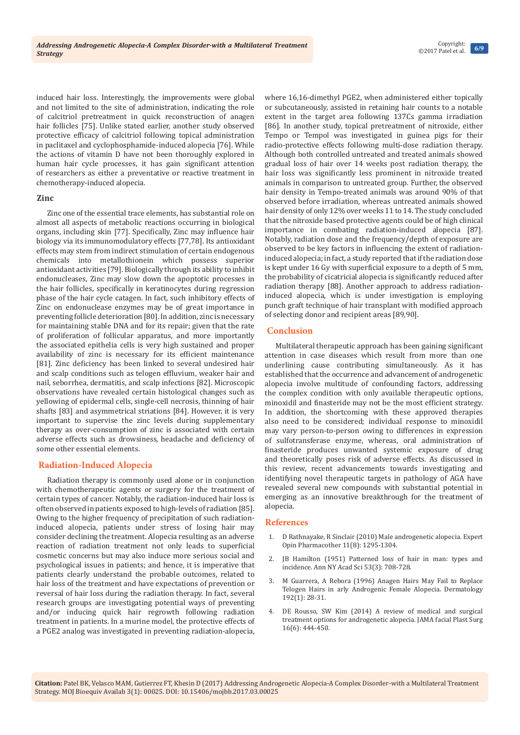induced hair loss. Interestingly, the improvements were global and not limited to the site of administration, indicating the role of calcitriol pretreatment in quick reconstruction of anagen hair follicles [75]. Unlike stated earlier, another study observed protective efficacy of calcitriol following topical administration in paclitaxel and cyclophosphamide-induced alopecia [76]. While the actions of vitamin D have not been thoroughly explored in human hair cycle processes, it has gain significant attention of researchers as either a preventative or reactive treatment in chemotherapy-induced alopecia.

### Zinc

Zinc one of the essential trace elements, has substantial role on almost all aspects of metabolic reactions occurring in biological organs, including skin [77]. Specifically, Zinc may influence hair biology via its immunomodulatory effects [77,78]. Its antioxidant effects may stem from indirect stimulation of certain endogenous chemicals into metallothionein which possess superior antioxidant activities [79]. Biologically through its ability to inhibit endonucleases, Zinc may slow down the apoptotic processes in the hair follicles, specifically in keratinocytes during regression phase of the hair cycle catagen. In fact, such inhibitory effects of Zinc on endonuclease enzymes may be of great importance in preventing follicle deterioration [80]. In addition, zinc is necessary for maintaining stable DNA and for its repair; given that the rate of proliferation of follicular apparatus, and more importantly the associated epithelia cells is very high sustained and proper availability of zinc is necessary for its efficient maintenance [81]. Zinc deficiency has been linked to several undesired hair and scalp conditions such as telogen effluvium, weaker hair and nail, seborrhea, dermatitis, and scalp infections [82]. Microscopic observations have revealed certain histological changes such as yellowing of epidermal cells, single-cell necrosis, thinning of hair shafts [83] and asymmetrical striations [84]. However, it is very important to supervise the zinc levels during supplementary therapy as over-consumption of zinc is associated with certain adverse effects such as drowsiness, headache and deficiency of some other essential elements.

## Radiation-Induced Alopecia

Radiation therapy is commonly used alone or in conjunction with chemotherapeutic agents or surgery for the treatment of certain types of cancer. Notably, the radiation-induced hair loss is often observed in patients exposed to high-levels of radiation [85]. Owing to the higher frequency of precipitation of such radiation-induced alopecia, patients under stress of losing hair may consider declining the treatment. Alopecia resulting as an adverse reaction of radiation treatment not only leads to superficial cosmetic concerns but may also induce more serious social and psychological issues in patients; and hence, it is imperative that patients clearly understand the probable outcomes, related to hair loss of the treatment and have expectations of prevention or reversal of hair loss during the radiation therapy. In fact, several research groups are investigating potential ways of preventing and/or inducing quick hair regrowth following radiation treatment in patients. In a murine model, the protective effects of a PGE2 analog was investigated in preventing radiation-alopecia, where 16,16-dimethyl PGE2, when administered either topically or subcutaneously, assisted in retaining hair counts to a notable extent in the target area following 137Cs gamma irradiation [86]. In another study, topical pretreatment of nitroxide, either Tempo or Tempol was investigated in guinea pigs for their radio-protective effects following multi-dose radiation therapy. Although both controlled untreated and treated animals showed gradual loss of hair over 14 weeks post radiation therapy, the hair loss was significantly less prominent in nitroxide treated animals in comparison to untreated group. Further, the observed hair density in Tempo-treated animals was around 90% of that observed before irradiation, whereas untreated animals showed hair density of only 12% over weeks 11 to 14. The study concluded that the nitroxide based protective agents could be of high clinical importance in combating radiation-induced alopecia [87]. Notably, radiation dose and the frequency/depth of exposure are observed to be key factors in influencing the extent of radiation-induced alopecia; in fact, a study reported that if the radiation dose is kept under 16 Gy with superficial exposure to a depth of 5 mm, the probability of cicatricial alopecia is significantly reduced after radiation therapy [88]. Another approach to address radiation-induced alopecia, which is under investigation is employing punch graft technique of hair transplant with modified approach of selecting donor and recipient areas [89,90].

## Conclusion

Multilateral therapeutic approach has been gaining significant attention in case diseases which result from more than one underlining cause contributing simultaneously. As it has established that the occurrence and advancement of androgenetic alopecia involve multitude of confounding factors, addressing the complex condition with only available therapeutic options, minoxidil and finasteride may not be the most efficient strategy. In addition, the shortcoming with these approved therapies also need to be considered; individual response to minoxidil may vary person-to-person owing to differences in expression of sulfotransferase enzyme, whereas, oral administration of finasteride produces unwanted systemic exposure of drug and theoretically poses risk of adverse effects. As discussed in this review, recent advancements towards investigating and identifying novel therapeutic targets in pathology of AGA have revealed several new compounds with substantial potential in emerging as an innovative breakthrough for the treatment of alopecia.

## References

1. D Rathnayake, R Sinclair (2010) Male androgenetic alopecia. Expert Opin Pharmacother 11(8): 1295-1304.
2. JB Hamilton (1951) Patterned loss of hair in man: types and incidence. Ann NY Acad Sci 53(3): 708-728.
3. M Guarrera, A Rebora (1996) Anagen Hairs May Fail to Replace Telogen Hairs in arly Androgenic Female Alopecia. Dermatology 192(1): 28-31.
4. DE Rousso, SW Kim (2014) A review of medical and surgical treatment options for androgenetic alopecia. JAMA facial Plast Surg 16(6): 444-450.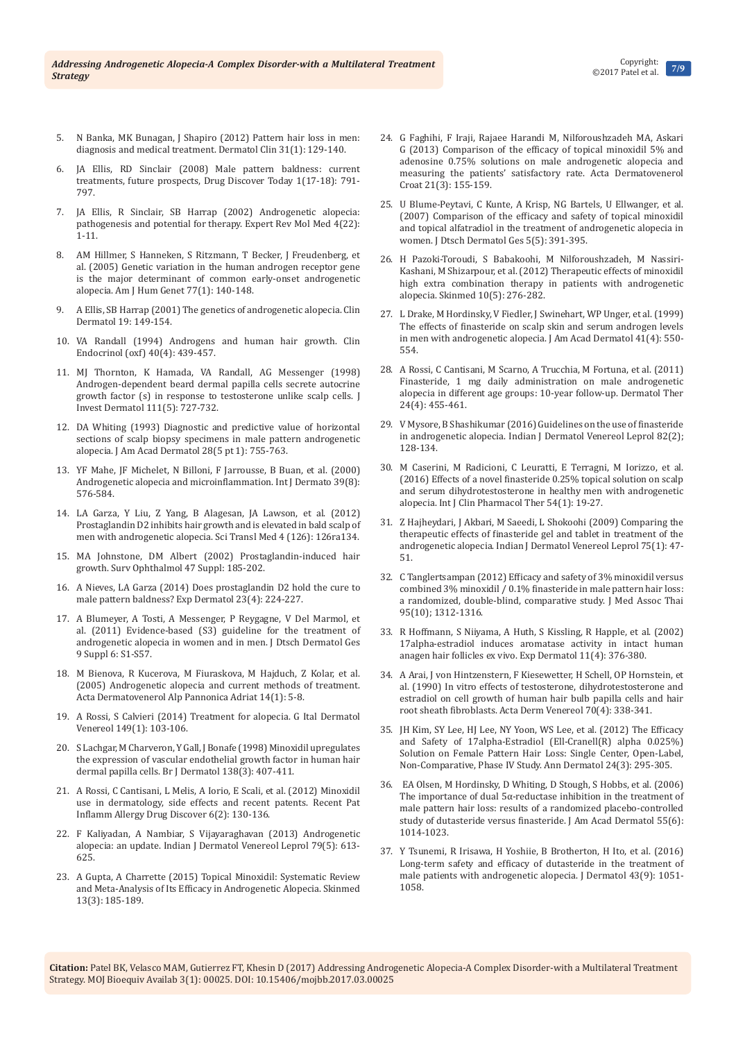5. N Banka, MK Bunagan, J Shapiro (2012) Pattern hair loss in men: diagnosis and medical treatment. Dermatol Clin 31(1): 129-140.
6. JA Ellis, RD Sinclair (2008) Male pattern baldness: current treatments, future prospects, Drug Discover Today 1(17-18): 791-797.
7. JA Ellis, R Sinclair, SB Harrap (2002) Androgenetic alopecia: pathogenesis and potential for therapy. Expert Rev Mol Med 4(22): 1-11.
8. AM Hillmer, S Hanneken, S Ritzmann, T Becker, J Freudenberg, et al. (2005) Genetic variation in the human androgen receptor gene is the major determinant of common early-onset androgenetic alopecia. Am J Hum Genet 77(1): 140-148.
9. A Ellis, SB Harrap (2001) The genetics of androgenetic alopecia. Clin Dermatol 19: 149-154.
10. VA Randall (1994) Androgens and human hair growth. Clin Endocrinol (oxf) 40(4): 439-457.
11. MJ Thornton, K Hamada, VA Randall, AG Messenger (1998) Androgen-dependent beard dermal papilla cells secrete autocrine growth factor (s) in response to testosterone unlike scalp cells. J Invest Dermatol 111(5): 727-732.
12. DA Whiting (1993) Diagnostic and predictive value of horizontal sections of scalp biopsy specimens in male pattern androgenetic alopecia. J Am Acad Dermatol 28(5 pt 1): 755-763.
13. YF Mahe, JF Michelet, N Billoni, F Jarrousse, B Buan, et al. (2000) Androgenetic alopecia and microinflammation. Int J Dermato 39(8): 576-584.
14. LA Garza, Y Liu, Z Yang, B Alagesan, JA Lawson, et al. (2012) Prostaglandin D2 inhibits hair growth and is elevated in bald scalp of men with androgenetic alopecia. Sci Transl Med 4 (126): 126ra134.
15. MA Johnstone, DM Albert (2002) Prostaglandin-induced hair growth. Surv Ophthalmol 47 Suppl: 185-202.
16. A Nieves, LA Garza (2014) Does prostaglandin D2 hold the cure to male pattern baldness? Exp Dermatol 23(4): 224-227.
17. A Blumeyer, A Tosti, A Messenger, P Reygagne, V Del Marmol, et al. (2011) Evidence-based (S3) guideline for the treatment of androgenetic alopecia in women and in men. J Dtsch Dermatol Ges 9 Suppl 6: S1-S57.
18. M Bienova, R Kucerova, M Fiuraskova, M Hajduch, Z Kolar, et al. (2005) Androgenetic alopecia and current methods of treatment. Acta Dermatovenerol Alp Pannonica Adriat 14(1): 5-8.
19. A Rossi, S Calvieri (2014) Treatment for alopecia. G Ital Dermatol Venereol 149(1): 103-106.
20. S Lachgar, M Charveron, Y Gall, J Bonafe (1998) Minoxidil upregulates the expression of vascular endothelial growth factor in human hair dermal papilla cells. Br J Dermatol 138(3): 407-411.
21. A Rossi, C Cantisani, L Melis, A Iorio, E Scali, et al. (2012) Minoxidil use in dermatology, side effects and recent patents. Recent Pat Inflamm Allergy Drug Discover 6(2): 130-136.
22. F Kaliyadan, A Nambiar, S Vijayaraghavan (2013) Androgenetic alopecia: an update. Indian J Dermatol Venereol Leprol 79(5): 613-625.
23. A Gupta, A Charrette (2015) Topical Minoxidil: Systematic Review and Meta-Analysis of Its Efficacy in Androgenetic Alopecia. Skinmed 13(3): 185-189.
24. G Faghihi, F Iraji, Rajaee Harandi M, Nilforoushzadeh MA, Askari G (2013) Comparison of the efficacy of topical minoxidil 5% and adenosine 0.75% solutions on male androgenetic alopecia and measuring the patients' satisfactory rate. Acta Dermatovenerol Croat 21(3): 155-159.
25. U Blume-Peytavi, C Kunte, A Krisp, NG Bartels, U Ellwanger, et al. (2007) Comparison of the efficacy and safety of topical minoxidil and topical alfatradiol in the treatment of androgenetic alopecia in women. J Dtsch Dermatol Ges 5(5): 391-395.
26. H Pazoki-Toroudi, S Babakoohi, M Nilforoushzadeh, M Nassiri-Kashani, M Shizarpour, et al. (2012) Therapeutic effects of minoxidil high extra combination therapy in patients with androgenetic alopecia. Skinmed 10(5): 276-282.
27. L Drake, M Hordinsky, V Fiedler, J Swinehart, WP Unger, et al. (1999) The effects of finasteride on scalp skin and serum androgen levels in men with androgenetic alopecia. J Am Acad Dermatol 41(4): 550-554.
28. A Rossi, C Cantisani, M Scarno, A Trucchia, M Fortuna, et al. (2011) Finasteride, 1 mg daily administration on male androgenetic alopecia in different age groups: 10-year follow-up. Dermatol Ther 24(4): 455-461.
29. V Mysore, B Shashikumar (2016) Guidelines on the use of finasteride in androgenetic alopecia. Indian J Dermatol Venereol Leprol 82(2); 128-134.
30. M Caserini, M Radicioni, C Leuratti, E Terragni, M Iorizzo, et al. (2016) Effects of a novel finasteride 0.25% topical solution on scalp and serum dihydrotestosterone in healthy men with androgenetic alopecia. Int J Clin Pharmacol Ther 54(1): 19-27.
31. Z Hajheydari, J Akbari, M Saeedi, L Shokoohi (2009) Comparing the therapeutic effects of finasteride gel and tablet in treatment of the androgenetic alopecia. Indian J Dermatol Venereol Leprol 75(1): 47-51.
32. C Tanglertsampan (2012) Efficacy and safety of 3% minoxidil versus combined 3% minoxidil / 0.1% finasteride in male pattern hair loss: a randomized, double-blind, comparative study. J Med Assoc Thai 95(10); 1312-1316.
33. R Hoffmann, S Niiyama, A Huth, S Kissling, R Happle, et al. (2002) 17alpha-estradiol induces aromatase activity in intact human anagen hair follicles ex vivo. Exp Dermatol 11(4): 376-380.
34. A Arai, J von Hintzenstern, C Kiesewetter, H Schell, OP Hornstein, et al. (1990) In vitro effects of testosterone, dihydrotestosterone and estradiol on cell growth of human hair bulb papilla cells and hair root sheath fibroblasts. Acta Derm Venereol 70(4): 338-341.
35. JH Kim, SY Lee, HJ Lee, NY Yoon, WS Lee, et al. (2012) The Efficacy and Safety of 17alpha-Estradiol (Ell-Cranell(R) alpha 0.025%) Solution on Female Pattern Hair Loss: Single Center, Open-Label, Non-Comparative, Phase IV Study. Ann Dermatol 24(3): 295-305.
36. EA Olsen, M Hordinsky, D Whiting, D Stough, S Hobbs, et al. (2006) The importance of dual 5α-reductase inhibition in the treatment of male pattern hair loss: results of a randomized placebo-controlled study of dutasteride versus finasteride. J Am Acad Dermatol 55(6): 1014-1023.
37. Y Tsunemi, R Irisawa, H Yoshiie, B Brotherton, H Ito, et al. (2016) Long-term safety and efficacy of dutasteride in the treatment of male patients with androgenetic alopecia. J Dermatol 43(9): 1051-1058.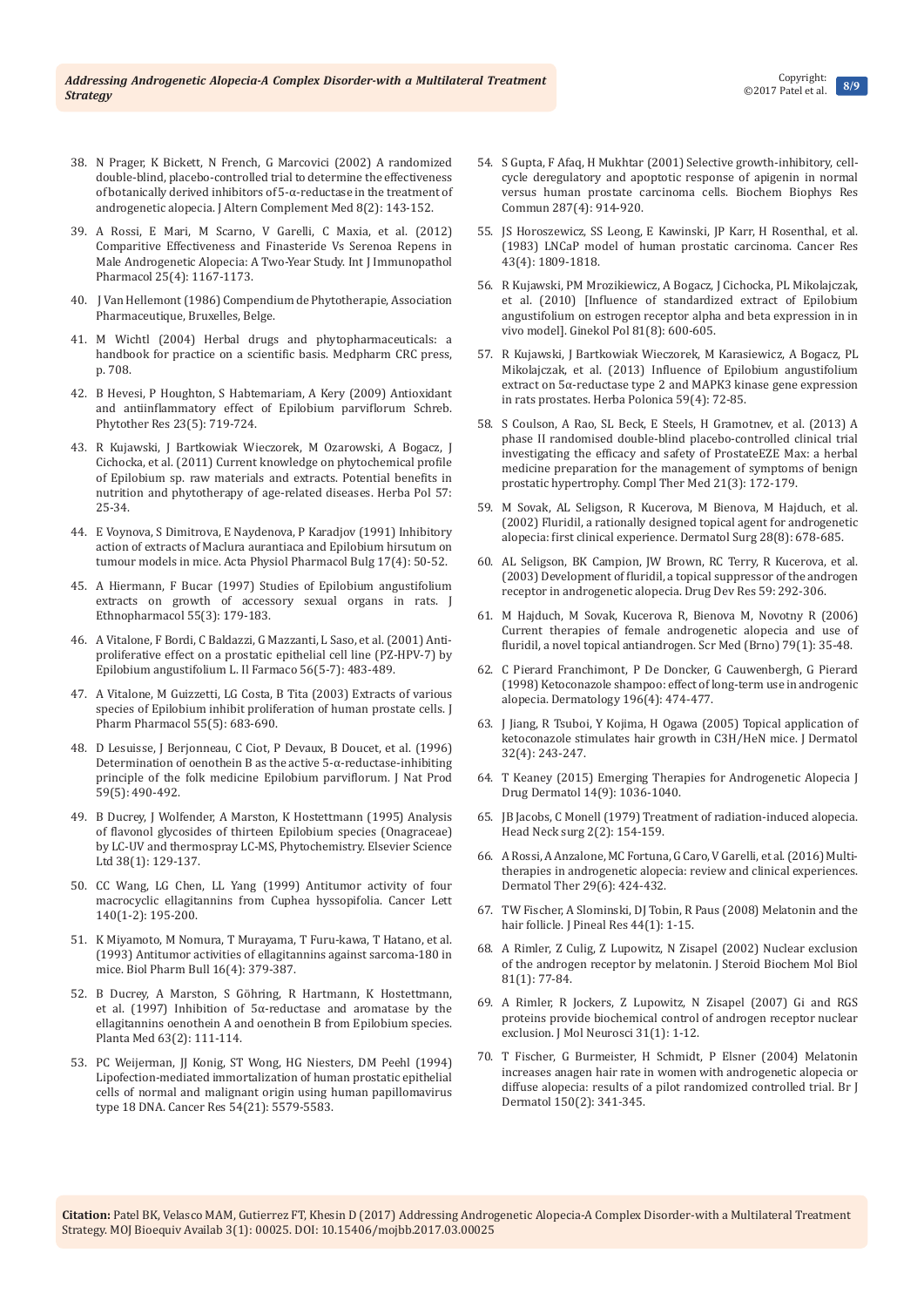38. N Prager, K Bickett, N French, G Marcovici (2002) A randomized double-blind, placebo-controlled trial to determine the effectiveness of botanically derived inhibitors of 5-α-reductase in the treatment of androgenetic alopecia. J Altern Complement Med 8(2): 143-152.

39. A Rossi, E Mari, M Scarno, V Garelli, C Maxia, et al. (2012) Comparitive Effectiveness and Finasteride Vs Serenoa Repens in Male Androgenetic Alopecia: A Two-Year Study. Int J Immunopathol Pharmacol 25(4): 1167-1173.

40. J Van Hellemont (1986) Compendium de Phytotherapie, Association Pharmaceutique, Bruxelles, Belge.

41. M Wichtl (2004) Herbal drugs and phytopharmaceuticals: a handbook for practice on a scientific basis. Medpharm CRC press, p. 708.

42. B Hevesi, P Houghton, S Habtemariam, A Kery (2009) Antioxidant and antiinflammatory effect of Epilobium parviflorum Schreb. Phytother Res 23(5): 719-724.

43. R Kujawski, J Bartkowiak Wieczorek, M Ozarowski, A Bogacz, J Cichocka, et al. (2011) Current knowledge on phytochemical profile of Epilobium sp. raw materials and extracts. Potential benefits in nutrition and phytotherapy of age-related diseases. Herba Pol 57: 25-34.

44. E Voynova, S Dimitrova, E Naydenova, P Karadjov (1991) Inhibitory action of extracts of Maclura aurantiaca and Epilobium hirsutum on tumour models in mice. Acta Physiol Pharmacol Bulg 17(4): 50-52.

45. A Hiermann, F Bucar (1997) Studies of Epilobium angustifolium extracts on growth of accessory sexual organs in rats. J Ethnopharmacol 55(3): 179-183.

46. A Vitalone, F Bordi, C Baldazzi, G Mazzanti, L Saso, et al. (2001) Anti-proliferative effect on a prostatic epithelial cell line (PZ-HPV-7) by Epilobium angustifolium L. Il Farmaco 56(5-7): 483-489.

47. A Vitalone, M Guizzetti, LG Costa, B Tita (2003) Extracts of various species of Epilobium inhibit proliferation of human prostate cells. J Pharm Pharmacol 55(5): 683-690.

48. D Lesuisse, J Berjonneau, C Ciot, P Devaux, B Doucet, et al. (1996) Determination of oenothein B as the active 5-α-reductase-inhibiting principle of the folk medicine Epilobium parviflorum. J Nat Prod 59(5): 490-492.

49. B Ducrey, J Wolfender, A Marston, K Hostettmann (1995) Analysis of flavonol glycosides of thirteen Epilobium species (Onagraceae) by LC-UV and thermospray LC-MS, Phytochemistry. Elsevier Science Ltd 38(1): 129-137.

50. CC Wang, LG Chen, LL Yang (1999) Antitumor activity of four macrocyclic ellagitannins from Cuphea hyssopifolia. Cancer Lett 140(1-2): 195-200.

51. K Miyamoto, M Nomura, T Murayama, T Furu-kawa, T Hatano, et al. (1993) Antitumor activities of ellagitannins against sarcoma-180 in mice. Biol Pharm Bull 16(4): 379-387.

52. B Ducrey, A Marston, S Göhring, R Hartmann, K Hostettmann, et al. (1997) Inhibition of 5α-reductase and aromatase by the ellagitannins oenothein A and oenothein B from Epilobium species. Planta Med 63(2): 111-114.

53. PC Weijerman, JJ Konig, ST Wong, HG Niesters, DM Peehl (1994) Lipofection-mediated immortalization of human prostatic epithelial cells of normal and malignant origin using human papillomavirus type 18 DNA. Cancer Res 54(21): 5579-5583.

54. S Gupta, F Afaq, H Mukhtar (2001) Selective growth-inhibitory, cell-cycle deregulatory and apoptotic response of apigenin in normal versus human prostate carcinoma cells. Biochem Biophys Res Commun 287(4): 914-920.

55. JS Horoszewicz, SS Leong, E Kawinski, JP Karr, H Rosenthal, et al. (1983) LNCaP model of human prostatic carcinoma. Cancer Res 43(4): 1809-1818.

56. R Kujawski, PM Mrozikiewicz, A Bogacz, J Cichocka, PL Mikolajczak, et al. (2010) [Influence of standardized extract of Epilobium angustifolium on estrogen receptor alpha and beta expression in in vivo model]. Ginekol Pol 81(8): 600-605.

57. R Kujawski, J Bartkowiak Wieczorek, M Karasiewicz, A Bogacz, PL Mikolajczak, et al. (2013) Influence of Epilobium angustifolium extract on 5α-reductase type 2 and MAPK3 kinase gene expression in rats prostates. Herba Polonica 59(4): 72-85.

58. S Coulson, A Rao, SL Beck, E Steels, H Gramotnev, et al. (2013) A phase II randomised double-blind placebo-controlled clinical trial investigating the efficacy and safety of ProstateEZE Max: a herbal medicine preparation for the management of symptoms of benign prostatic hypertrophy. Compl Ther Med 21(3): 172-179.

59. M Sovak, AL Seligson, R Kucerova, M Bienova, M Hajduch, et al. (2002) Fluridil, a rationally designed topical agent for androgenetic alopecia: first clinical experience. Dermatol Surg 28(8): 678-685.

60. AL Seligson, BK Campion, JW Brown, RC Terry, R Kucerova, et al. (2003) Development of fluridil, a topical suppressor of the androgen receptor in androgenetic alopecia. Drug Dev Res 59: 292-306.

61. M Hajduch, M Sovak, Kucerova R, Bienova M, Novotny R (2006) Current therapies of female androgenetic alopecia and use of fluridil, a novel topical antiandrogen. Scr Med (Brno) 79(1): 35-48.

62. C Pierard Franchimont, P De Doncker, G Cauwenbergh, G Pierard (1998) Ketoconazole shampoo: effect of long-term use in androgenic alopecia. Dermatology 196(4): 474-477.

63. J Jiang, R Tsuboi, Y Kojima, H Ogawa (2005) Topical application of ketoconazole stimulates hair growth in C3H/HeN mice. J Dermatol 32(4): 243-247.

64. T Keaney (2015) Emerging Therapies for Androgenetic Alopecia J Drug Dermatol 14(9): 1036-1040.

65. JB Jacobs, C Monell (1979) Treatment of radiation-induced alopecia. Head Neck surg 2(2): 154-159.

66. A Rossi, A Anzalone, MC Fortuna, G Caro, V Garelli, et al. (2016) Multi-therapies in androgenetic alopecia: review and clinical experiences. Dermatol Ther 29(6): 424-432.

67. TW Fischer, A Slominski, DJ Tobin, R Paus (2008) Melatonin and the hair follicle. J Pineal Res 44(1): 1-15.

68. A Rimler, Z Culig, Z Lupowitz, N Zisapel (2002) Nuclear exclusion of the androgen receptor by melatonin. J Steroid Biochem Mol Biol 81(1): 77-84.

69. A Rimler, R Jockers, Z Lupowitz, N Zisapel (2007) Gi and RGS proteins provide biochemical control of androgen receptor nuclear exclusion. J Mol Neurosci 31(1): 1-12.

70. T Fischer, G Burmeister, H Schmidt, P Elsner (2004) Melatonin increases anagen hair rate in women with androgenetic alopecia or diffuse alopecia: results of a pilot randomized controlled trial. Br J Dermatol 150(2): 341-345.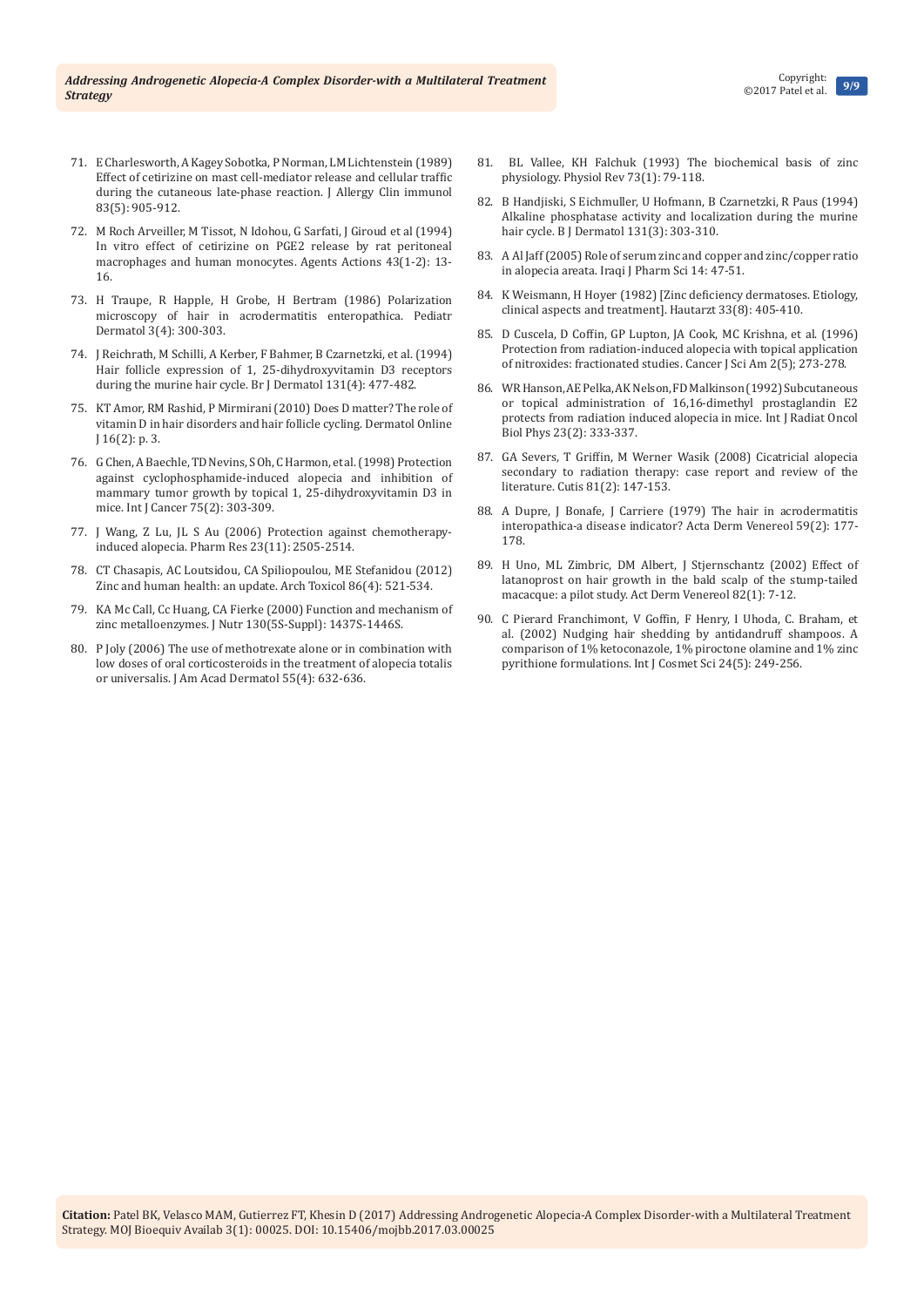71. E Charlesworth, A Kagey Sobotka, P Norman, LM Lichtenstein (1989) Effect of cetirizine on mast cell-mediator release and cellular traffic during the cutaneous late-phase reaction. J Allergy Clin immunol 83(5): 905-912.
72. M Roch Arveiller, M Tissot, N Idohou, G Sarfati, J Giroud et al (1994) In vitro effect of cetirizine on PGE2 release by rat peritoneal macrophages and human monocytes. Agents Actions 43(1-2): 13-16.
73. H Traupe, R Happle, H Grobe, H Bertram (1986) Polarization microscopy of hair in acrodermatitis enteropathica. Pediatr Dermatol 3(4): 300-303.
74. J Reichrath, M Schilli, A Kerber, F Bahmer, B Czarnetzki, et al. (1994) Hair follicle expression of 1, 25-dihydroxyvitamin D3 receptors during the murine hair cycle. Br J Dermatol 131(4): 477-482.
75. KT Amor, RM Rashid, P Mirmirani (2010) Does D matter? The role of vitamin D in hair disorders and hair follicle cycling. Dermatol Online J 16(2): p. 3.
76. G Chen, A Baechle, TD Nevins, S Oh, C Harmon, et al. (1998) Protection against cyclophosphamide-induced alopecia and inhibition of mammary tumor growth by topical 1, 25-dihydroxyvitamin D3 in mice. Int J Cancer 75(2): 303-309.
77. J Wang, Z Lu, JL S Au (2006) Protection against chemotherapy-induced alopecia. Pharm Res 23(11): 2505-2514.
78. CT Chasapis, AC Loutsidou, CA Spiliopoulou, ME Stefanidou (2012) Zinc and human health: an update. Arch Toxicol 86(4): 521-534.
79. KA Mc Call, Cc Huang, CA Fierke (2000) Function and mechanism of zinc metalloenzymes. J Nutr 130(5S-Suppl): 1437S-1446S.
80. P Joly (2006) The use of methotrexate alone or in combination with low doses of oral corticosteroids in the treatment of alopecia totalis or universalis. J Am Acad Dermatol 55(4): 632-636.
81. BL Vallee, KH Falchuk (1993) The biochemical basis of zinc physiology. Physiol Rev 73(1): 79-118.
82. B Handjiski, S Eichmuller, U Hofmann, B Czarnetzki, R Paus (1994) Alkaline phosphatase activity and localization during the murine hair cycle. B J Dermatol 131(3): 303-310.
83. A Al Jaff (2005) Role of serum zinc and copper and zinc/copper ratio in alopecia areata. Iraqi J Pharm Sci 14: 47-51.
84. K Weismann, H Hoyer (1982) [Zinc deficiency dermatoses. Etiology, clinical aspects and treatment]. Hautarzt 33(8): 405-410.
85. D Cuscela, D Coffin, GP Lupton, JA Cook, MC Krishna, et al. (1996) Protection from radiation-induced alopecia with topical application of nitroxides: fractionated studies. Cancer J Sci Am 2(5); 273-278.
86. WR Hanson, AE Pelka, AK Nelson, FD Malkinson (1992) Subcutaneous or topical administration of 16,16-dimethyl prostaglandin E2 protects from radiation induced alopecia in mice. Int J Radiat Oncol Biol Phys 23(2): 333-337.
87. GA Severs, T Griffin, M Werner Wasik (2008) Cicatricial alopecia secondary to radiation therapy: case report and review of the literature. Cutis 81(2): 147-153.
88. A Dupre, J Bonafe, J Carriere (1979) The hair in acrodermatitis interopathica-a disease indicator? Acta Derm Venereol 59(2): 177-178.
89. H Uno, ML Zimbric, DM Albert, J Stjernschantz (2002) Effect of latanoprost on hair growth in the bald scalp of the stump-tailed macacque: a pilot study. Act Derm Venereol 82(1): 7-12.
90. C Pierard Franchimont, V Goffin, F Henry, I Uhoda, C. Braham, et al. (2002) Nudging hair shedding by antidandruff shampoos. A comparison of 1% ketoconazole, 1% piroctone olamine and 1% zinc pyrithione formulations. Int J Cosmet Sci 24(5): 249-256.

**Citation:** Patel BK, Velasco MAM, Gutierrez FT, Khesin D (2017) Addressing Androgenetic Alopecia-A Complex Disorder-with a Multilateral Treatment Strategy. MOJ Bioequiv Availab 3(1): 00025. DOI: 10.15406/mojbb.2017.03.00025